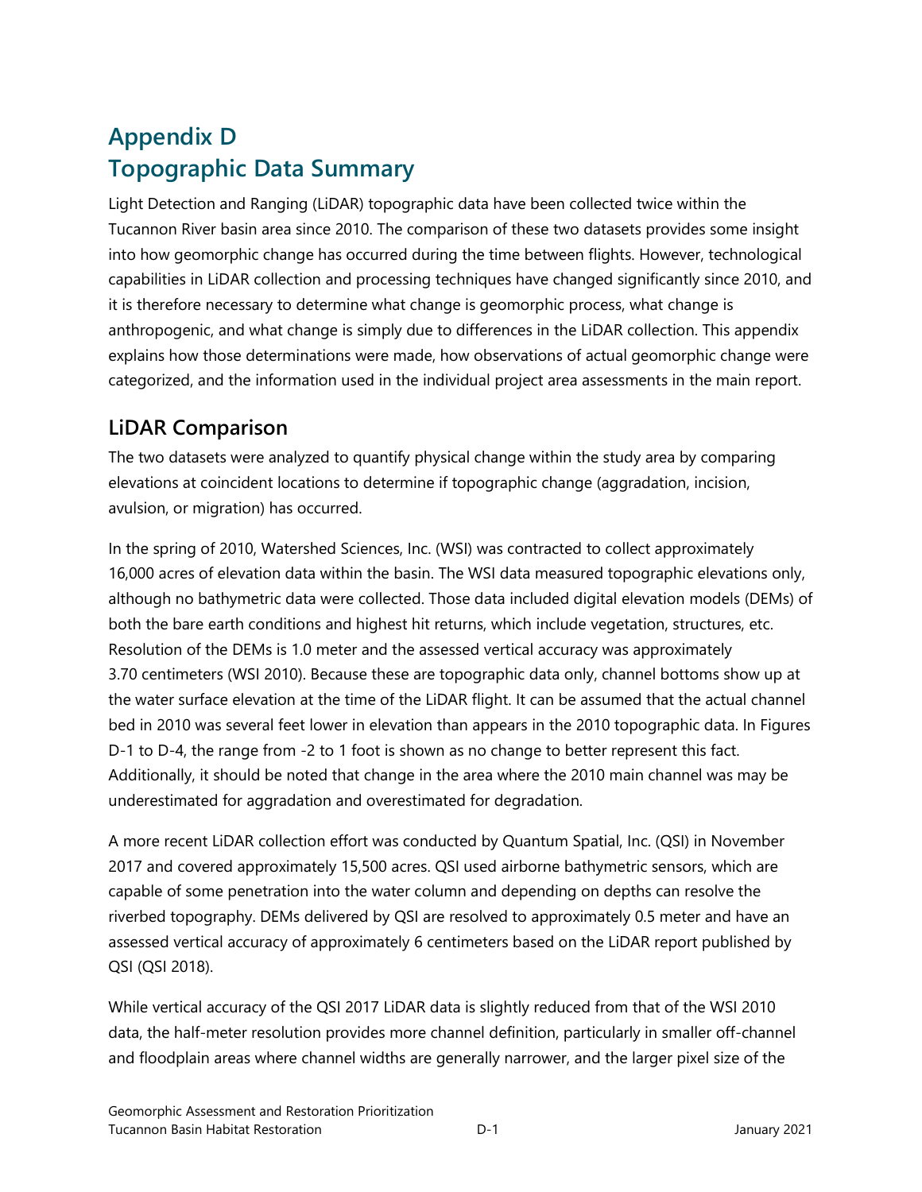# Appendix D
# Topographic Data Summary

Light Detection and Ranging (LiDAR) topographic data have been collected twice within the Tucannon River basin area since 2010. The comparison of these two datasets provides some insight into how geomorphic change has occurred during the time between flights. However, technological capabilities in LiDAR collection and processing techniques have changed significantly since 2010, and it is therefore necessary to determine what change is geomorphic process, what change is anthropogenic, and what change is simply due to differences in the LiDAR collection. This appendix explains how those determinations were made, how observations of actual geomorphic change were categorized, and the information used in the individual project area assessments in the main report.

## LiDAR Comparison

The two datasets were analyzed to quantify physical change within the study area by comparing elevations at coincident locations to determine if topographic change (aggradation, incision, avulsion, or migration) has occurred.

In the spring of 2010, Watershed Sciences, Inc. (WSI) was contracted to collect approximately 16,000 acres of elevation data within the basin. The WSI data measured topographic elevations only, although no bathymetric data were collected. Those data included digital elevation models (DEMs) of both the bare earth conditions and highest hit returns, which include vegetation, structures, etc. Resolution of the DEMs is 1.0 meter and the assessed vertical accuracy was approximately 3.70 centimeters (WSI 2010). Because these are topographic data only, channel bottoms show up at the water surface elevation at the time of the LiDAR flight. It can be assumed that the actual channel bed in 2010 was several feet lower in elevation than appears in the 2010 topographic data. In Figures D-1 to D-4, the range from -2 to 1 foot is shown as no change to better represent this fact. Additionally, it should be noted that change in the area where the 2010 main channel was may be underestimated for aggradation and overestimated for degradation.

A more recent LiDAR collection effort was conducted by Quantum Spatial, Inc. (QSI) in November 2017 and covered approximately 15,500 acres. QSI used airborne bathymetric sensors, which are capable of some penetration into the water column and depending on depths can resolve the riverbed topography. DEMs delivered by QSI are resolved to approximately 0.5 meter and have an assessed vertical accuracy of approximately 6 centimeters based on the LiDAR report published by QSI (QSI 2018).

While vertical accuracy of the QSI 2017 LiDAR data is slightly reduced from that of the WSI 2010 data, the half-meter resolution provides more channel definition, particularly in smaller off-channel and floodplain areas where channel widths are generally narrower, and the larger pixel size of the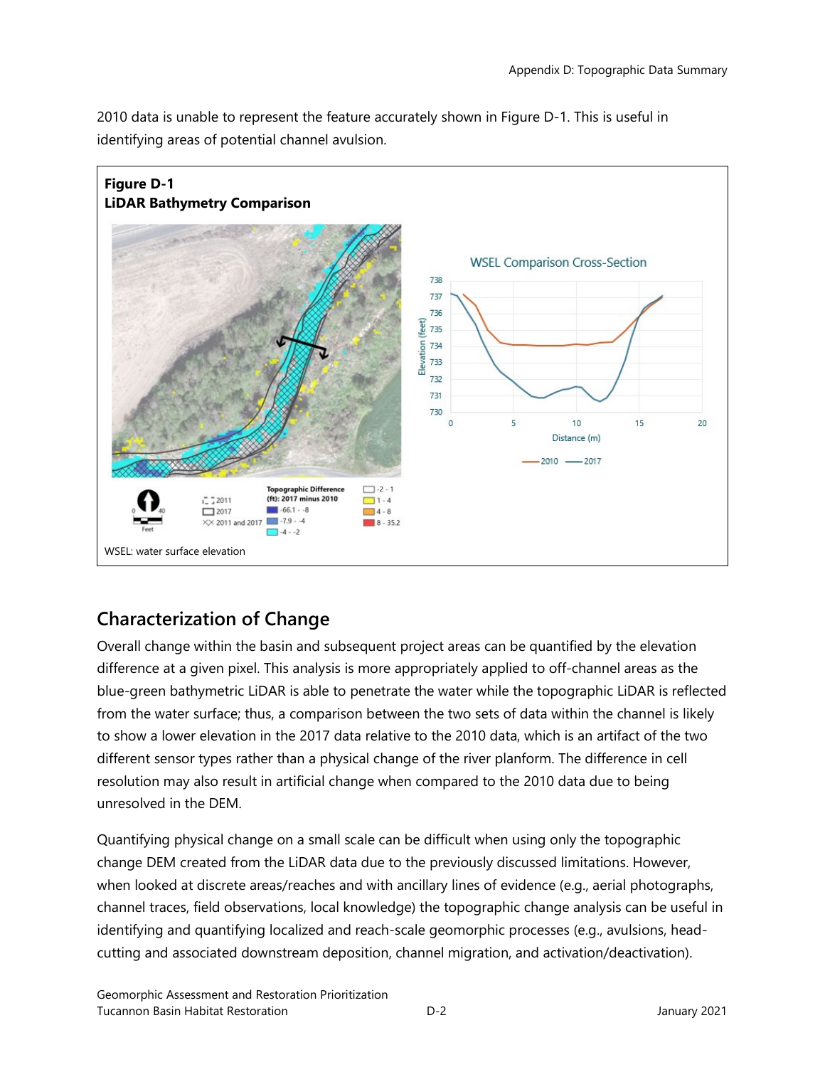2010 data is unable to represent the feature accurately shown in Figure D-1. This is useful in identifying areas of potential channel avulsion.

**Figure D-1**
**LiDAR Bathymetry Comparison**

WSEL: water surface elevation

## Characterization of Change

Overall change within the basin and subsequent project areas can be quantified by the elevation difference at a given pixel. This analysis is more appropriately applied to off-channel areas as the blue-green bathymetric LiDAR is able to penetrate the water while the topographic LiDAR is reflected from the water surface; thus, a comparison between the two sets of data within the channel is likely to show a lower elevation in the 2017 data relative to the 2010 data, which is an artifact of the two different sensor types rather than a physical change of the river planform. The difference in cell resolution may also result in artificial change when compared to the 2010 data due to being unresolved in the DEM.

Quantifying physical change on a small scale can be difficult when using only the topographic change DEM created from the LiDAR data due to the previously discussed limitations. However, when looked at discrete areas/reaches and with ancillary lines of evidence (e.g., aerial photographs, channel traces, field observations, local knowledge) the topographic change analysis can be useful in identifying and quantifying localized and reach-scale geomorphic processes (e.g., avulsions, head-cutting and associated downstream deposition, channel migration, and activation/deactivation).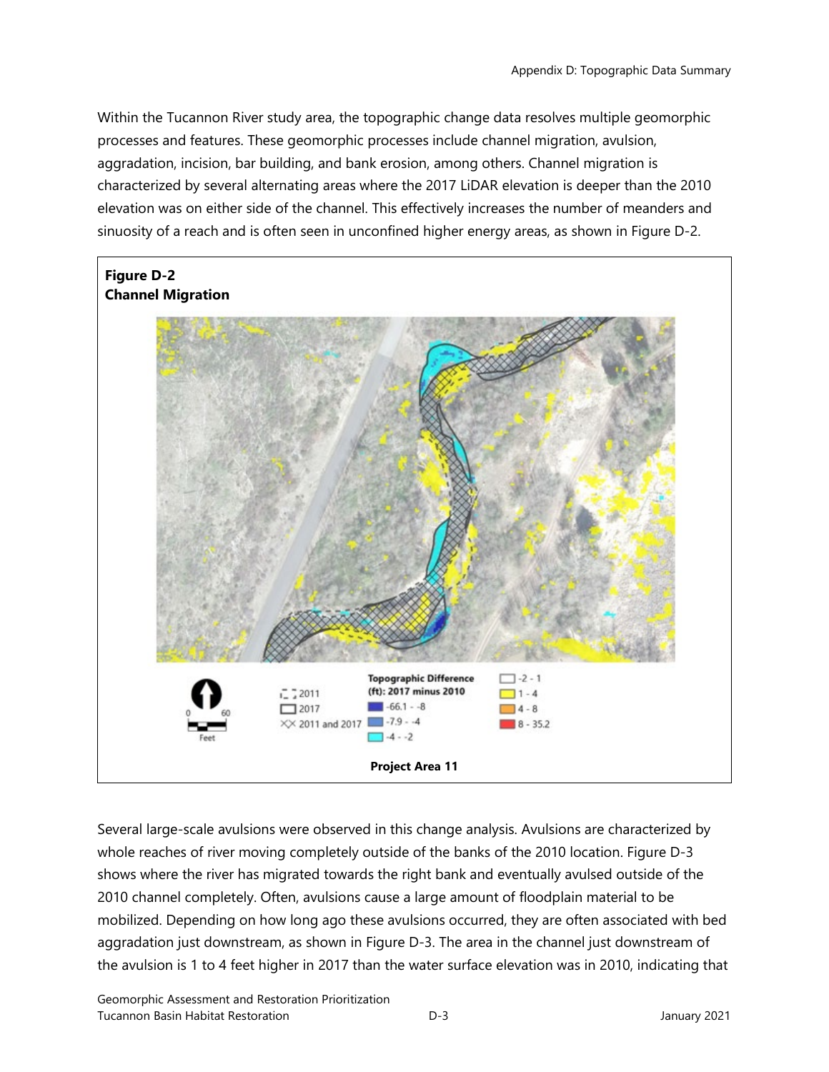Within the Tucannon River study area, the topographic change data resolves multiple geomorphic processes and features. These geomorphic processes include channel migration, avulsion, aggradation, incision, bar building, and bank erosion, among others. Channel migration is characterized by several alternating areas where the 2017 LiDAR elevation is deeper than the 2010 elevation was on either side of the channel. This effectively increases the number of meanders and sinuosity of a reach and is often seen in unconfined higher energy areas, as shown in Figure D-2.

**Figure D-2**
**Channel Migration**

Topographic Difference (ft): 2017 minus 2010

- -66.1 - -8
- -7.9 - -4
- -4 - -2
- -2 - 1
- 1 - 4
- 4 - 8
- 8 - 35.2

2011 / 2017 / 2011 and 2017

**Project Area 11**

Several large-scale avulsions were observed in this change analysis. Avulsions are characterized by whole reaches of river moving completely outside of the banks of the 2010 location. Figure D-3 shows where the river has migrated towards the right bank and eventually avulsed outside of the 2010 channel completely. Often, avulsions cause a large amount of floodplain material to be mobilized. Depending on how long ago these avulsions occurred, they are often associated with bed aggradation just downstream, as shown in Figure D-3. The area in the channel just downstream of the avulsion is 1 to 4 feet higher in 2017 than the water surface elevation was in 2010, indicating that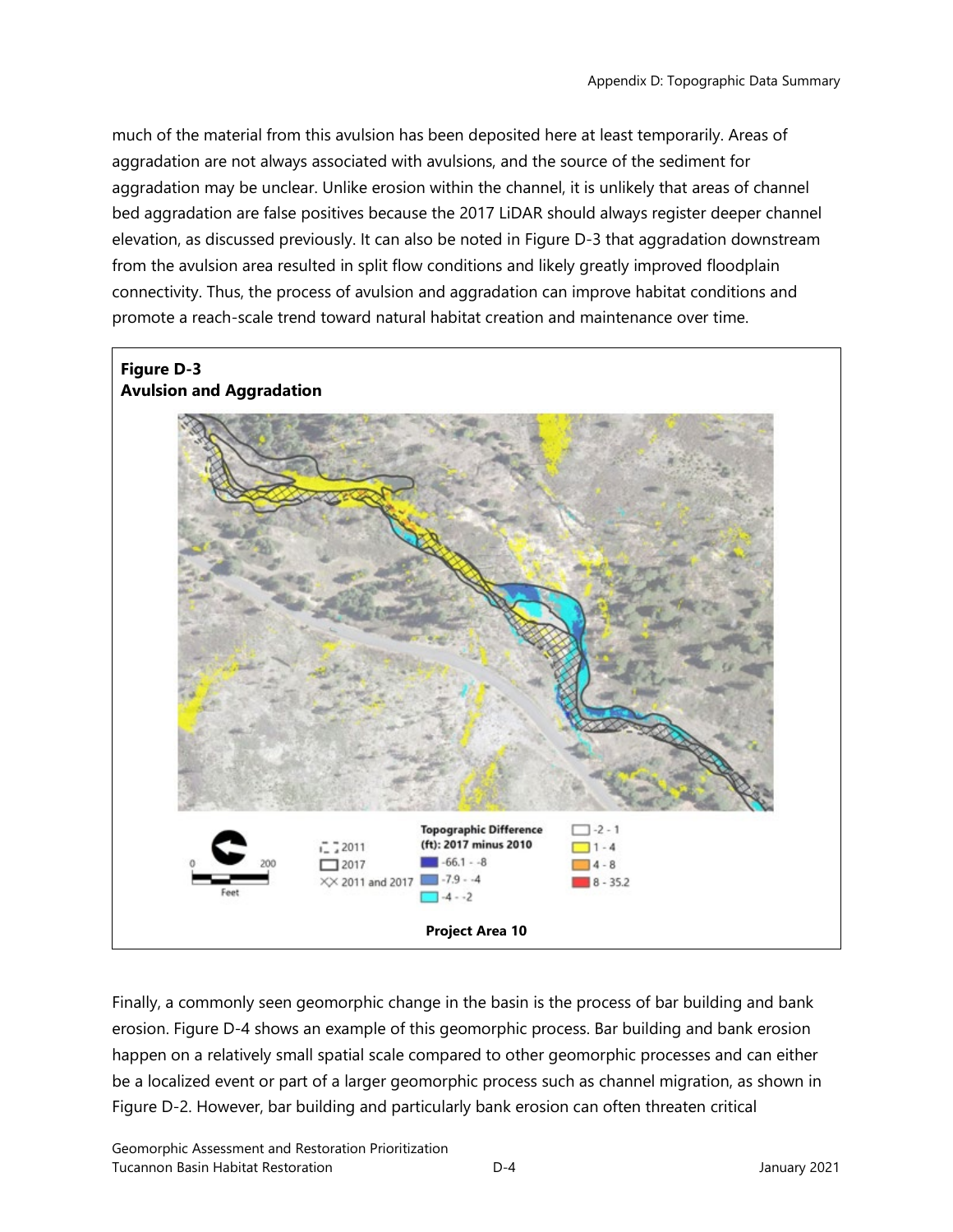much of the material from this avulsion has been deposited here at least temporarily. Areas of aggradation are not always associated with avulsions, and the source of the sediment for aggradation may be unclear. Unlike erosion within the channel, it is unlikely that areas of channel bed aggradation are false positives because the 2017 LiDAR should always register deeper channel elevation, as discussed previously. It can also be noted in Figure D-3 that aggradation downstream from the avulsion area resulted in split flow conditions and likely greatly improved floodplain connectivity. Thus, the process of avulsion and aggradation can improve habitat conditions and promote a reach-scale trend toward natural habitat creation and maintenance over time.

**Figure D-3**
**Avulsion and Aggradation**

Project Area 10

Finally, a commonly seen geomorphic change in the basin is the process of bar building and bank erosion. Figure D-4 shows an example of this geomorphic process. Bar building and bank erosion happen on a relatively small spatial scale compared to other geomorphic processes and can either be a localized event or part of a larger geomorphic process such as channel migration, as shown in Figure D-2. However, bar building and particularly bank erosion can often threaten critical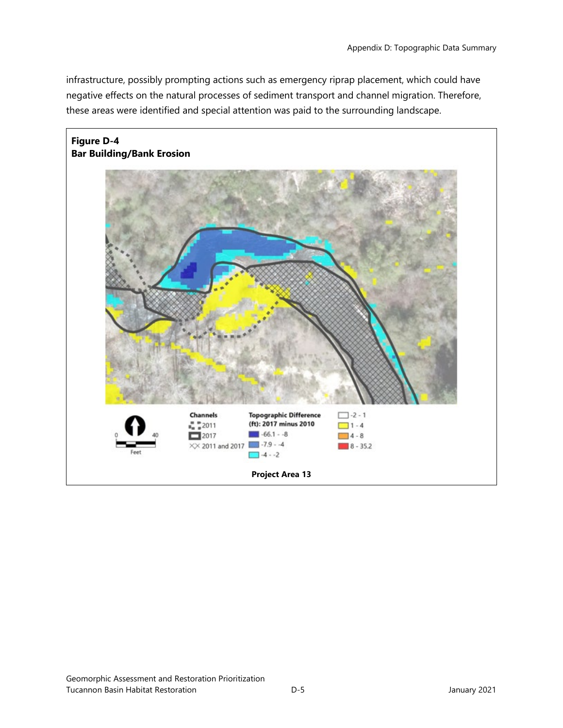infrastructure, possibly prompting actions such as emergency riprap placement, which could have negative effects on the natural processes of sediment transport and channel migration. Therefore, these areas were identified and special attention was paid to the surrounding landscape.

**Figure D-4**
**Bar Building/Bank Erosion**

Channels
2011
2017
2011 and 2017

Topographic Difference (ft): 2017 minus 2010
-66.1 - -8
-7.9 - -4
-4 - -2
-2 - 1
1 - 4
4 - 8
8 - 35.2

0 40
Feet

**Project Area 13**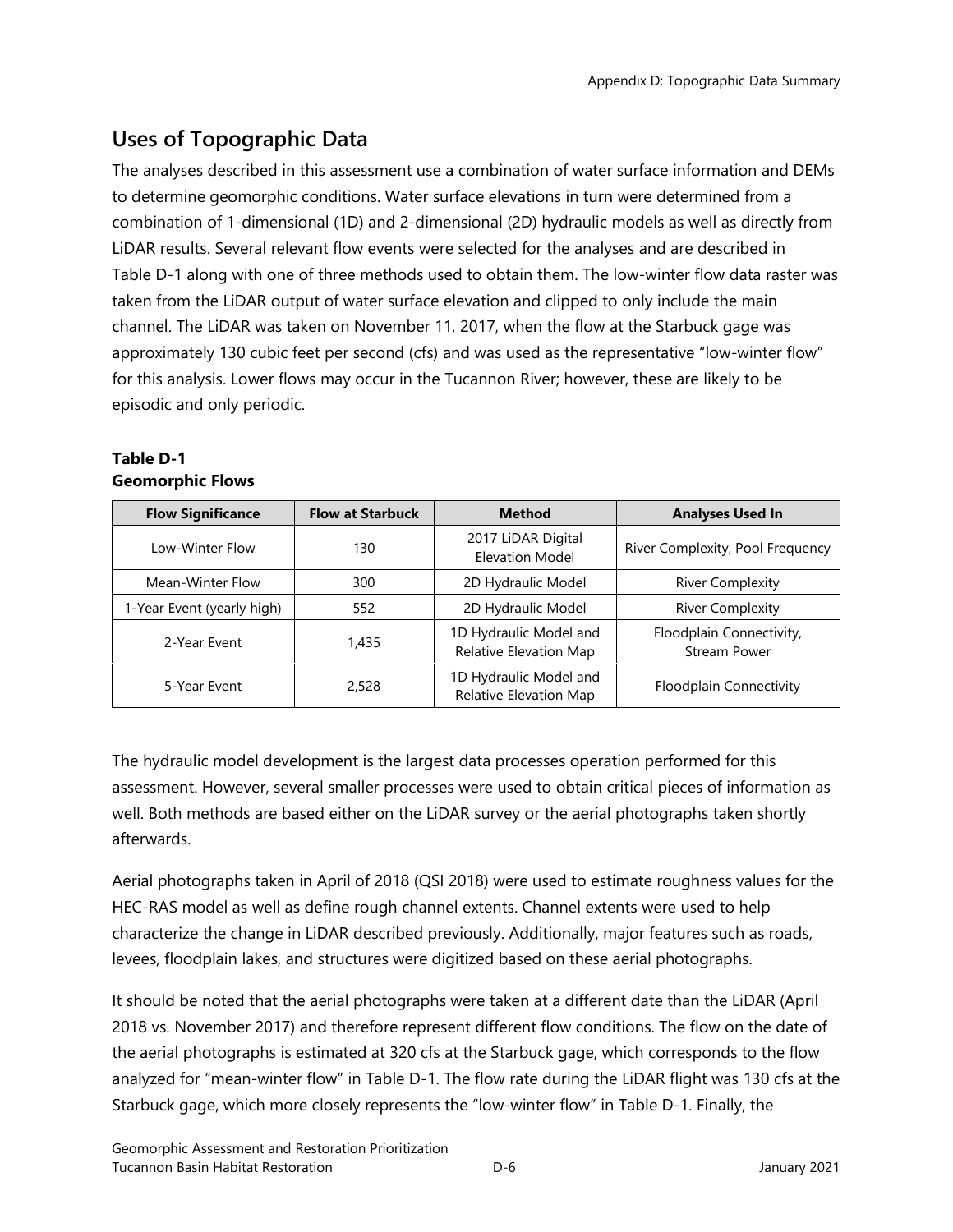## Uses of Topographic Data

The analyses described in this assessment use a combination of water surface information and DEMs to determine geomorphic conditions. Water surface elevations in turn were determined from a combination of 1-dimensional (1D) and 2-dimensional (2D) hydraulic models as well as directly from LiDAR results. Several relevant flow events were selected for the analyses and are described in Table D-1 along with one of three methods used to obtain them. The low-winter flow data raster was taken from the LiDAR output of water surface elevation and clipped to only include the main channel. The LiDAR was taken on November 11, 2017, when the flow at the Starbuck gage was approximately 130 cubic feet per second (cfs) and was used as the representative "low-winter flow" for this analysis. Lower flows may occur in the Tucannon River; however, these are likely to be episodic and only periodic.

**Table D-1**
**Geomorphic Flows**

| Flow Significance | Flow at Starbuck | Method | Analyses Used In |
|---|---|---|---|
| Low-Winter Flow | 130 | 2017 LiDAR Digital Elevation Model | River Complexity, Pool Frequency |
| Mean-Winter Flow | 300 | 2D Hydraulic Model | River Complexity |
| 1-Year Event (yearly high) | 552 | 2D Hydraulic Model | River Complexity |
| 2-Year Event | 1,435 | 1D Hydraulic Model and Relative Elevation Map | Floodplain Connectivity, Stream Power |
| 5-Year Event | 2,528 | 1D Hydraulic Model and Relative Elevation Map | Floodplain Connectivity |

The hydraulic model development is the largest data processes operation performed for this assessment. However, several smaller processes were used to obtain critical pieces of information as well. Both methods are based either on the LiDAR survey or the aerial photographs taken shortly afterwards.

Aerial photographs taken in April of 2018 (QSI 2018) were used to estimate roughness values for the HEC-RAS model as well as define rough channel extents. Channel extents were used to help characterize the change in LiDAR described previously. Additionally, major features such as roads, levees, floodplain lakes, and structures were digitized based on these aerial photographs.

It should be noted that the aerial photographs were taken at a different date than the LiDAR (April 2018 vs. November 2017) and therefore represent different flow conditions. The flow on the date of the aerial photographs is estimated at 320 cfs at the Starbuck gage, which corresponds to the flow analyzed for "mean-winter flow" in Table D-1. The flow rate during the LiDAR flight was 130 cfs at the Starbuck gage, which more closely represents the "low-winter flow" in Table D-1. Finally, the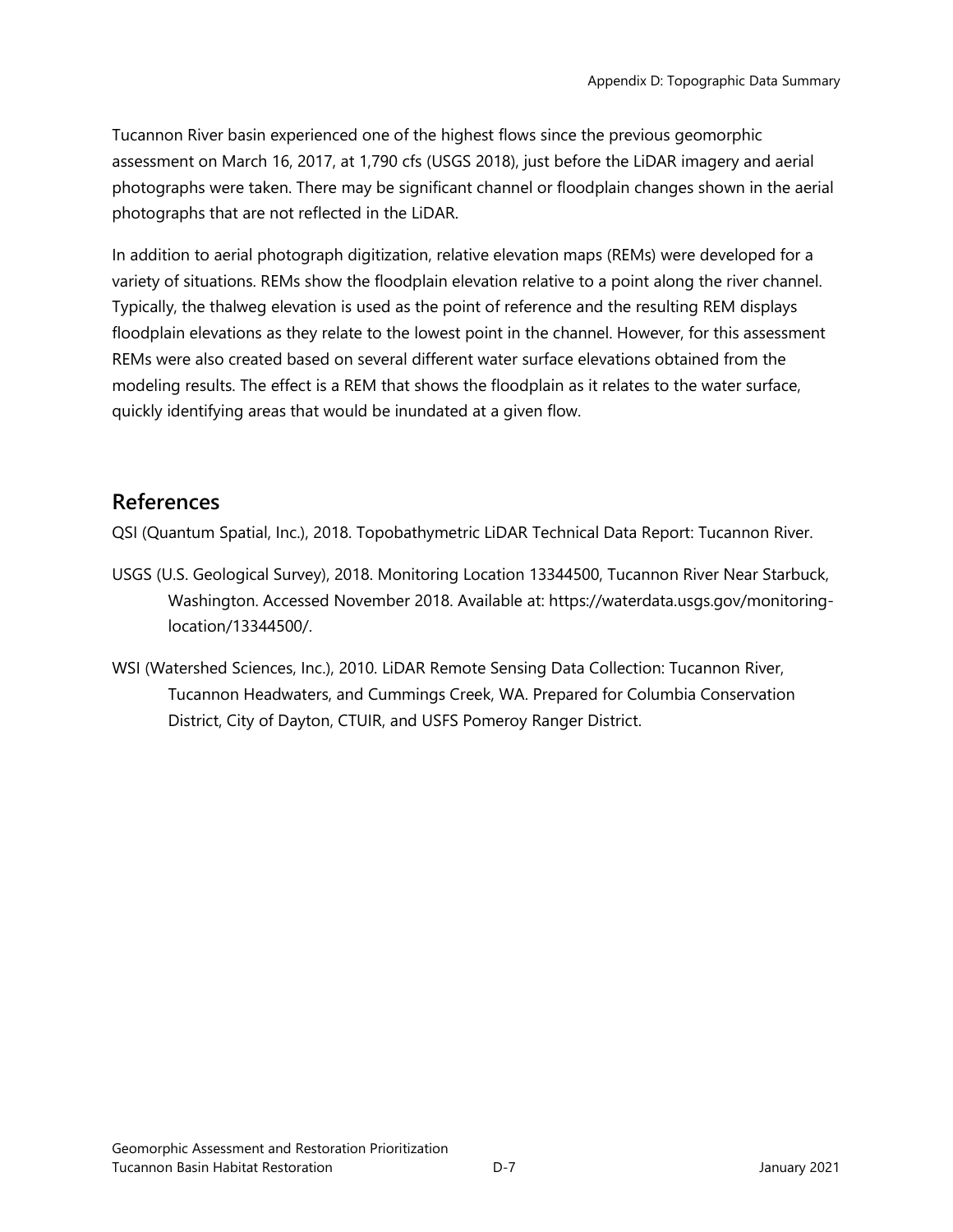Tucannon River basin experienced one of the highest flows since the previous geomorphic assessment on March 16, 2017, at 1,790 cfs (USGS 2018), just before the LiDAR imagery and aerial photographs were taken. There may be significant channel or floodplain changes shown in the aerial photographs that are not reflected in the LiDAR.

In addition to aerial photograph digitization, relative elevation maps (REMs) were developed for a variety of situations. REMs show the floodplain elevation relative to a point along the river channel. Typically, the thalweg elevation is used as the point of reference and the resulting REM displays floodplain elevations as they relate to the lowest point in the channel. However, for this assessment REMs were also created based on several different water surface elevations obtained from the modeling results. The effect is a REM that shows the floodplain as it relates to the water surface, quickly identifying areas that would be inundated at a given flow.

## References

QSI (Quantum Spatial, Inc.), 2018. Topobathymetric LiDAR Technical Data Report: Tucannon River.

USGS (U.S. Geological Survey), 2018. Monitoring Location 13344500, Tucannon River Near Starbuck, Washington. Accessed November 2018. Available at: https://waterdata.usgs.gov/monitoring-location/13344500/.

WSI (Watershed Sciences, Inc.), 2010. LiDAR Remote Sensing Data Collection: Tucannon River, Tucannon Headwaters, and Cummings Creek, WA. Prepared for Columbia Conservation District, City of Dayton, CTUIR, and USFS Pomeroy Ranger District.